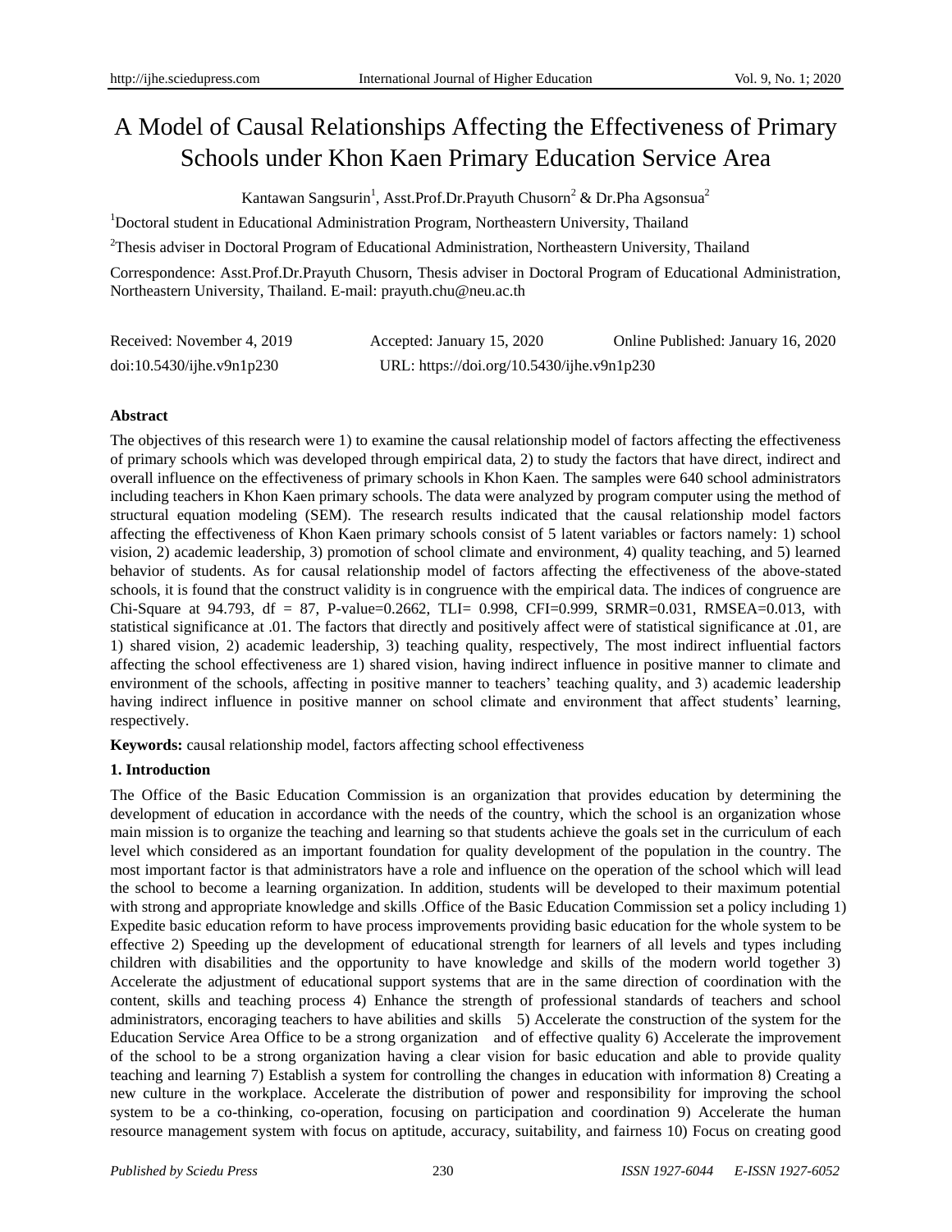// A Model of Causal Relationships Affecting the Effectiveness of Primary Schools under Khon Kaen Primary Education Service Area

Kantawan Sangsurin[1], Asst.Prof.Dr.Prayuth Chusorn[2] & Dr.Pha Agsonsua[2]

[1]Doctoral student in Educational Administration Program, Northeastern University, Thailand

[2]Thesis adviser in Doctoral Program of Educational Administration, Northeastern University, Thailand

Correspondence: Asst.Prof.Dr.Prayuth Chusorn, Thesis adviser in Doctoral Program of Educational Administration, Northeastern University, Thailand. E-mail: prayuth.chu@neu.ac.th

Received: November 4, 2019    Accepted: January 15, 2020    Online Published: January 16, 2020

doi:10.5430/ijhe.v9n1p230    URL: https://doi.org/10.5430/ijhe.v9n1p230

**Abstract**

The objectives of this research were 1) to examine the causal relationship model of factors affecting the effectiveness of primary schools which was developed through empirical data, 2) to study the factors that have direct, indirect and overall influence on the effectiveness of primary schools in Khon Kaen. The samples were 640 school administrators including teachers in Khon Kaen primary schools. The data were analyzed by program computer using the method of structural equation modeling (SEM). The research results indicated that the causal relationship model factors affecting the effectiveness of Khon Kaen primary schools consist of 5 latent variables or factors namely: 1) school vision, 2) academic leadership, 3) promotion of school climate and environment, 4) quality teaching, and 5) learned behavior of students. As for causal relationship model of factors affecting the effectiveness of the above-stated schools, it is found that the construct validity is in congruence with the empirical data. The indices of congruence are Chi-Square at 94.793, df = 87, P-value=0.2662, TLI= 0.998, CFI=0.999, SRMR=0.031, RMSEA=0.013, with statistical significance at .01. The factors that directly and positively affect were of statistical significance at .01, are 1) shared vision, 2) academic leadership, 3) teaching quality, respectively, The most indirect influential factors affecting the school effectiveness are 1) shared vision, having indirect influence in positive manner to climate and environment of the schools, affecting in positive manner to teachers' teaching quality, and 3) academic leadership having indirect influence in positive manner on school climate and environment that affect students' learning, respectively.

**Keywords:** causal relationship model, factors affecting school effectiveness

## 1. Introduction

The Office of the Basic Education Commission is an organization that provides education by determining the development of education in accordance with the needs of the country, which the school is an organization whose main mission is to organize the teaching and learning so that students achieve the goals set in the curriculum of each level which considered as an important foundation for quality development of the population in the country. The most important factor is that administrators have a role and influence on the operation of the school which will lead the school to become a learning organization. In addition, students will be developed to their maximum potential with strong and appropriate knowledge and skills .Office of the Basic Education Commission set a policy including 1) Expedite basic education reform to have process improvements providing basic education for the whole system to be effective 2) Speeding up the development of educational strength for learners of all levels and types including children with disabilities and the opportunity to have knowledge and skills of the modern world together 3) Accelerate the adjustment of educational support systems that are in the same direction of coordination with the content, skills and teaching process 4) Enhance the strength of professional standards of teachers and school administrators, encoraging teachers to have abilities and skills 5) Accelerate the construction of the system for the Education Service Area Office to be a strong organization and of effective quality 6) Accelerate the improvement of the school to be a strong organization having a clear vision for basic education and able to provide quality teaching and learning 7) Establish a system for controlling the changes in education with information 8) Creating a new culture in the workplace. Accelerate the distribution of power and responsibility for improving the school system to be a co-thinking, co-operation, focusing on participation and coordination 9) Accelerate the human resource management system with focus on aptitude, accuracy, suitability, and fairness 10) Focus on creating good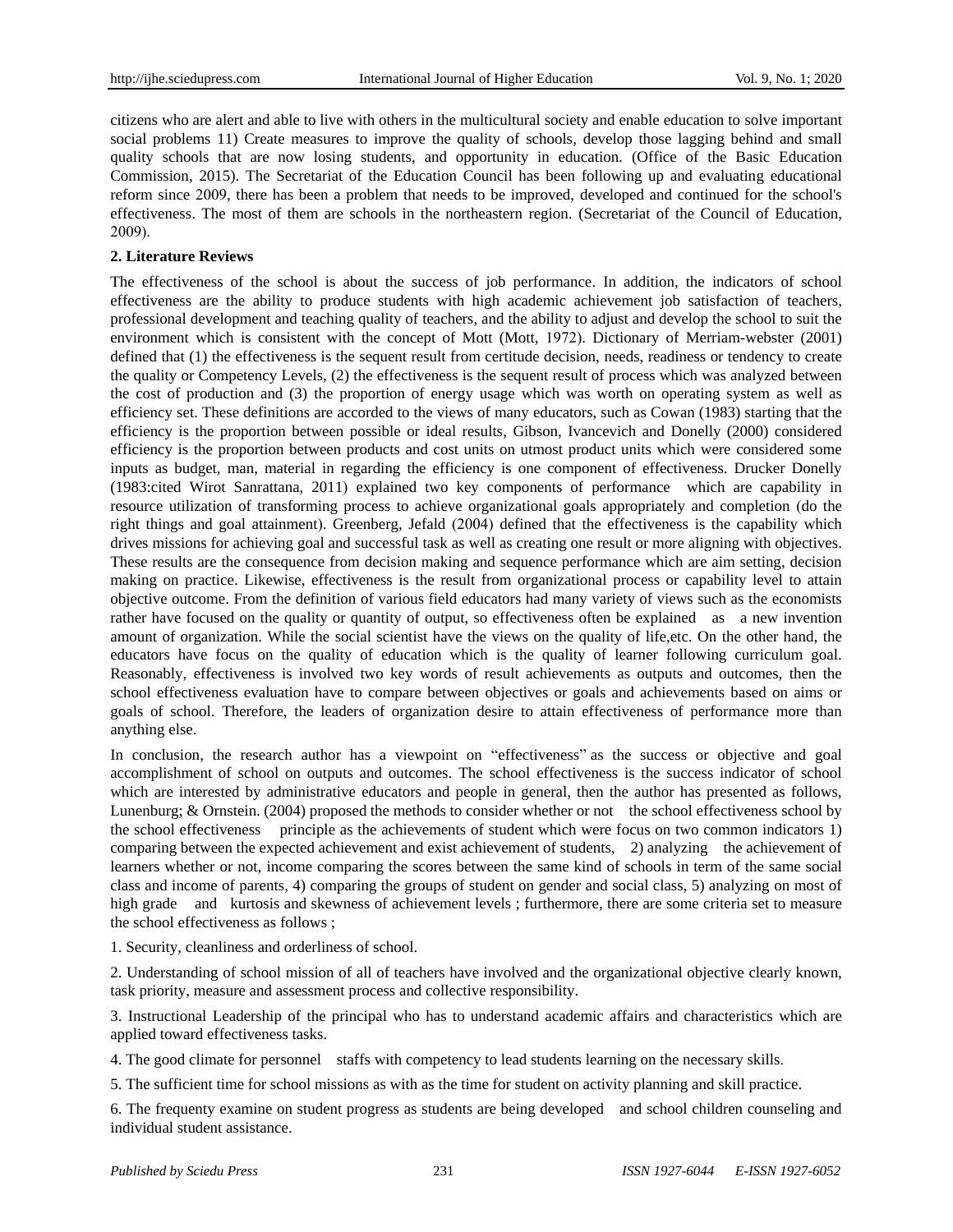citizens who are alert and able to live with others in the multicultural society and enable education to solve important social problems 11) Create measures to improve the quality of schools, develop those lagging behind and small quality schools that are now losing students, and opportunity in education. (Office of the Basic Education Commission, 2015). The Secretariat of the Education Council has been following up and evaluating educational reform since 2009, there has been a problem that needs to be improved, developed and continued for the school's effectiveness. The most of them are schools in the northeastern region. (Secretariat of the Council of Education, 2009).

## 2. Literature Reviews

The effectiveness of the school is about the success of job performance. In addition, the indicators of school effectiveness are the ability to produce students with high academic achievement job satisfaction of teachers, professional development and teaching quality of teachers, and the ability to adjust and develop the school to suit the environment which is consistent with the concept of Mott (Mott, 1972). Dictionary of Merriam-webster (2001) defined that (1) the effectiveness is the sequent result from certitude decision, needs, readiness or tendency to create the quality or Competency Levels, (2) the effectiveness is the sequent result of process which was analyzed between the cost of production and (3) the proportion of energy usage which was worth on operating system as well as efficiency set. These definitions are accorded to the views of many educators, such as Cowan (1983) starting that the efficiency is the proportion between possible or ideal results, Gibson, Ivancevich and Donelly (2000) considered efficiency is the proportion between products and cost units on utmost product units which were considered some inputs as budget, man, material in regarding the efficiency is one component of effectiveness. Drucker Donelly (1983:cited Wirot Sanrattana, 2011) explained two key components of performance which are capability in resource utilization of transforming process to achieve organizational goals appropriately and completion (do the right things and goal attainment). Greenberg, Jefald (2004) defined that the effectiveness is the capability which drives missions for achieving goal and successful task as well as creating one result or more aligning with objectives. These results are the consequence from decision making and sequence performance which are aim setting, decision making on practice. Likewise, effectiveness is the result from organizational process or capability level to attain objective outcome. From the definition of various field educators had many variety of views such as the economists rather have focused on the quality or quantity of output, so effectiveness often be explained as a new invention amount of organization. While the social scientist have the views on the quality of life,etc. On the other hand, the educators have focus on the quality of education which is the quality of learner following curriculum goal. Reasonably, effectiveness is involved two key words of result achievements as outputs and outcomes, then the school effectiveness evaluation have to compare between objectives or goals and achievements based on aims or goals of school. Therefore, the leaders of organization desire to attain effectiveness of performance more than anything else.

In conclusion, the research author has a viewpoint on "effectiveness" as the success or objective and goal accomplishment of school on outputs and outcomes. The school effectiveness is the success indicator of school which are interested by administrative educators and people in general, then the author has presented as follows, Lunenburg; & Ornstein. (2004) proposed the methods to consider whether or not the school effectiveness school by the school effectiveness principle as the achievements of student which were focus on two common indicators 1) comparing between the expected achievement and exist achievement of students, 2) analyzing the achievement of learners whether or not, income comparing the scores between the same kind of schools in term of the same social class and income of parents, 4) comparing the groups of student on gender and social class, 5) analyzing on most of high grade and kurtosis and skewness of achievement levels ; furthermore, there are some criteria set to measure the school effectiveness as follows ;

1. Security, cleanliness and orderliness of school.

2. Understanding of school mission of all of teachers have involved and the organizational objective clearly known, task priority, measure and assessment process and collective responsibility.

3. Instructional Leadership of the principal who has to understand academic affairs and characteristics which are applied toward effectiveness tasks.

4. The good climate for personnel staffs with competency to lead students learning on the necessary skills.

5. The sufficient time for school missions as with as the time for student on activity planning and skill practice.

6. The frequenty examine on student progress as students are being developed and school children counseling and individual student assistance.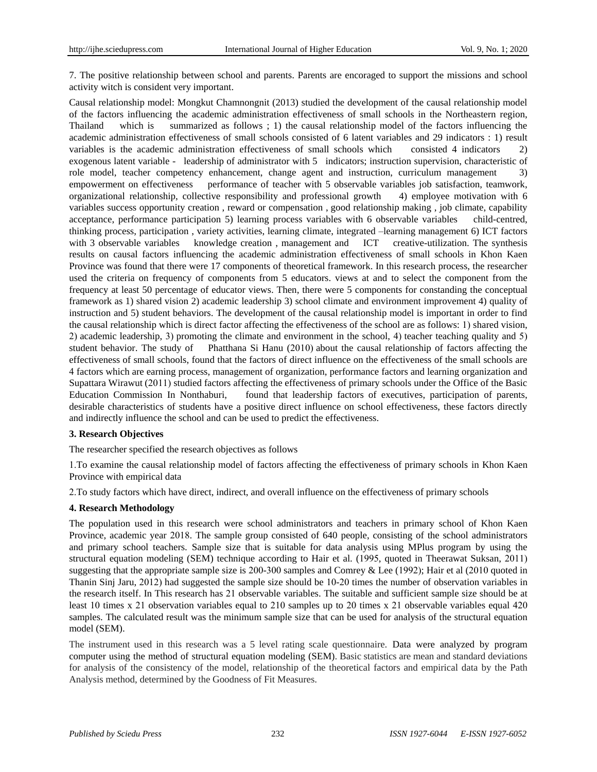7. The positive relationship between school and parents. Parents are encoraged to support the missions and school activity witch is consident very important.

Causal relationship model: Mongkut Chamnongnit (2013) studied the development of the causal relationship model of the factors influencing the academic administration effectiveness of small schools in the Northeastern region, Thailand which is summarized as follows ; 1) the causal relationship model of the factors influencing the academic administration effectiveness of small schools consisted of 6 latent variables and 29 indicators : 1) result variables is the academic administration effectiveness of small schools which consisted 4 indicators 2) exogenous latent variable - leadership of administrator with 5 indicators; instruction supervision, characteristic of role model, teacher competency enhancement, change agent and instruction, curriculum management 3) empowerment on effectiveness performance of teacher with 5 observable variables job satisfaction, teamwork, organizational relationship, collective responsibility and professional growth 4) employee motivation with 6 variables success opportunity creation , reward or compensation , good relationship making , job climate, capability acceptance, performance participation 5) learning process variables with 6 observable variables child-centred, thinking process, participation , variety activities, learning climate, integrated –learning management 6) ICT factors with 3 observable variables knowledge creation , management and ICT creative-utilization. The synthesis results on causal factors influencing the academic administration effectiveness of small schools in Khon Kaen Province was found that there were 17 components of theoretical framework. In this research process, the researcher used the criteria on frequency of components from 5 educators. views at and to select the component from the frequency at least 50 percentage of educator views. Then, there were 5 components for constanding the conceptual framework as 1) shared vision 2) academic leadership 3) school climate and environment improvement 4) quality of instruction and 5) student behaviors. The development of the causal relationship model is important in order to find the causal relationship which is direct factor affecting the effectiveness of the school are as follows: 1) shared vision, 2) academic leadership, 3) promoting the climate and environment in the school, 4) teacher teaching quality and 5) student behavior. The study of Phatthana Si Hanu (2010) about the causal relationship of factors affecting the effectiveness of small schools, found that the factors of direct influence on the effectiveness of the small schools are 4 factors which are earning process, management of organization, performance factors and learning organization and Supattara Wirawut (2011) studied factors affecting the effectiveness of primary schools under the Office of the Basic Education Commission In Nonthaburi, found that leadership factors of executives, participation of parents, desirable characteristics of students have a positive direct influence on school effectiveness, these factors directly and indirectly influence the school and can be used to predict the effectiveness.

## 3. Research Objectives

The researcher specified the research objectives as follows

1.To examine the causal relationship model of factors affecting the effectiveness of primary schools in Khon Kaen Province with empirical data

2.To study factors which have direct, indirect, and overall influence on the effectiveness of primary schools

## 4. Research Methodology

The population used in this research were school administrators and teachers in primary school of Khon Kaen Province, academic year 2018. The sample group consisted of 640 people, consisting of the school administrators and primary school teachers. Sample size that is suitable for data analysis using MPlus program by using the structural equation modeling (SEM) technique according to Hair et al. (1995, quoted in Theerawat Suksan, 2011) suggesting that the appropriate sample size is 200-300 samples and Comrey & Lee (1992); Hair et al (2010 quoted in Thanin Sinj Jaru, 2012) had suggested the sample size should be 10-20 times the number of observation variables in the research itself. In This research has 21 observable variables. The suitable and sufficient sample size should be at least 10 times x 21 observation variables equal to 210 samples up to 20 times x 21 observable variables equal 420 samples. The calculated result was the minimum sample size that can be used for analysis of the structural equation model (SEM).

The instrument used in this research was a 5 level rating scale questionnaire. Data were analyzed by program computer using the method of structural equation modeling (SEM). Basic statistics are mean and standard deviations for analysis of the consistency of the model, relationship of the theoretical factors and empirical data by the Path Analysis method, determined by the Goodness of Fit Measures.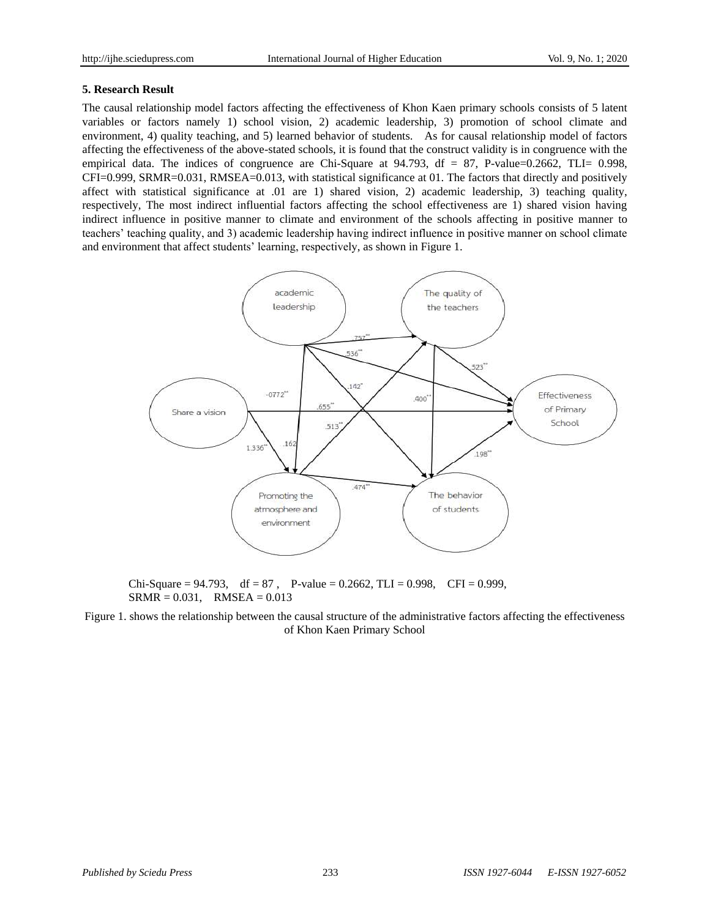### 5. Research Result

The causal relationship model factors affecting the effectiveness of Khon Kaen primary schools consists of 5 latent variables or factors namely 1) school vision, 2) academic leadership, 3) promotion of school climate and environment, 4) quality teaching, and 5) learned behavior of students. As for causal relationship model of factors affecting the effectiveness of the above-stated schools, it is found that the construct validity is in congruence with the empirical data. The indices of congruence are Chi-Square at 94.793, df = 87, P-value=0.2662, TLI= 0.998, CFI=0.999, SRMR=0.031, RMSEA=0.013, with statistical significance at 01. The factors that directly and positively affect with statistical significance at .01 are 1) shared vision, 2) academic leadership, 3) teaching quality, respectively, The most indirect influential factors affecting the school effectiveness are 1) shared vision having indirect influence in positive manner to climate and environment of the schools affecting in positive manner to teachers' teaching quality, and 3) academic leadership having indirect influence in positive manner on school climate and environment that affect students' learning, respectively, as shown in Figure 1.

Chi-Square = 94.793, df = 87 , P-value = 0.2662, TLI = 0.998, CFI = 0.999, SRMR = 0.031, RMSEA = 0.013

Figure 1. shows the relationship between the causal structure of the administrative factors affecting the effectiveness of Khon Kaen Primary School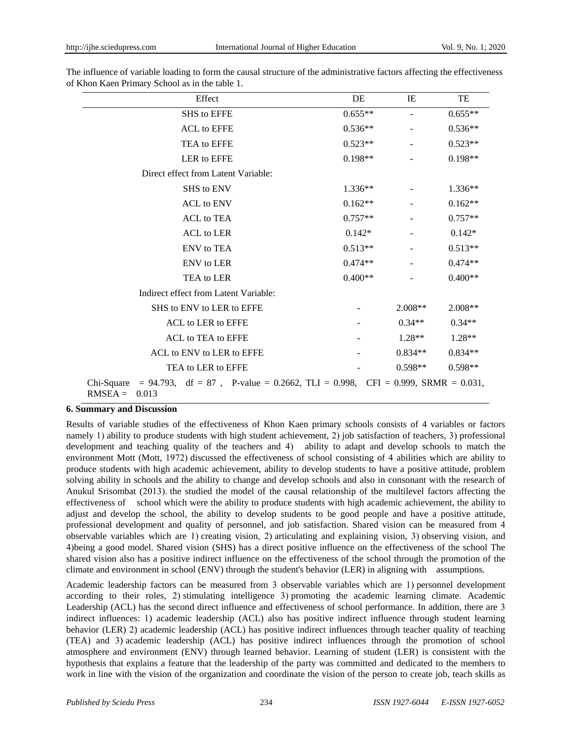The influence of variable loading to form the causal structure of the administrative factors affecting the effectiveness of Khon Kaen Primary School as in the table 1.

| Effect | DE | IE | TE |
|---|---|---|---|
| SHS to EFFE | 0.655** | - | 0.655** |
| ACL to EFFE | 0.536** | - | 0.536** |
| TEA to EFFE | 0.523** | - | 0.523** |
| LER to EFFE | 0.198** | - | 0.198** |
| Direct effect from Latent Variable: | | | |
| SHS to ENV | 1.336** | - | 1.336** |
| ACL to ENV | 0.162** | - | 0.162** |
| ACL to TEA | 0.757** | - | 0.757** |
| ACL to LER | 0.142* | - | 0.142* |
| ENV to TEA | 0.513** | - | 0.513** |
| ENV to LER | 0.474** | - | 0.474** |
| TEA to LER | 0.400** | - | 0.400** |
| Indirect effect from Latent Variable: | | | |
| SHS to ENV to LER to EFFE | - | 2.008** | 2.008** |
| ACL to LER to EFFE | - | 0.34** | 0.34** |
| ACL to TEA to EFFE | - | 1.28** | 1.28** |
| ACL to ENV to LER to EFFE | - | 0.834** | 0.834** |
| TEA to LER to EFFE | - | 0.598** | 0.598** |
| Chi-Square = 94.793, df = 87 , P-value = 0.2662, TLI = 0.998, CFI = 0.999, SRMR = 0.031, RMSEA = 0.013 | | | |

## 6. Summary and Discussion

Results of variable studies of the effectiveness of Khon Kaen primary schools consists of 4 variables or factors namely 1) ability to produce students with high student achievement, 2) job satisfaction of teachers, 3) professional development and teaching quality of the teachers and 4) ability to adapt and develop schools to match the environment Mott (Mott, 1972) discussed the effectiveness of school consisting of 4 abilities which are ability to produce students with high academic achievement, ability to develop students to have a positive attitude, problem solving ability in schools and the ability to change and develop schools and also in consonant with the research of Anukul Srisombat (2013). the studied the model of the causal relationship of the multilevel factors affecting the effectiveness of school which were the ability to produce students with high academic achievement, the ability to adjust and develop the school, the ability to develop students to be good people and have a positive attitude, professional development and quality of personnel, and job satisfaction. Shared vision can be measured from 4 observable variables which are 1) creating vision, 2) articulating and explaining vision, 3) observing vision, and 4)being a good model. Shared vision (SHS) has a direct positive influence on the effectiveness of the school The shared vision also has a positive indirect influence on the effectiveness of the school through the promotion of the climate and environment in school (ENV) through the student's behavior (LER) in aligning with assumptions.

Academic leadership factors can be measured from 3 observable variables which are 1) personnel development according to their roles, 2) stimulating intelligence 3) promoting the academic learning climate. Academic Leadership (ACL) has the second direct influence and effectiveness of school performance. In addition, there are 3 indirect influences: 1) academic leadership (ACL) also has positive indirect influence through student learning behavior (LER) 2) academic leadership (ACL) has positive indirect influences through teacher quality of teaching (TEA) and 3) academic leadership (ACL) has positive indirect influences through the promotion of school atmosphere and environment (ENV) through learned behavior. Learning of student (LER) is consistent with the hypothesis that explains a feature that the leadership of the party was committed and dedicated to the members to work in line with the vision of the organization and coordinate the vision of the person to create job, teach skills as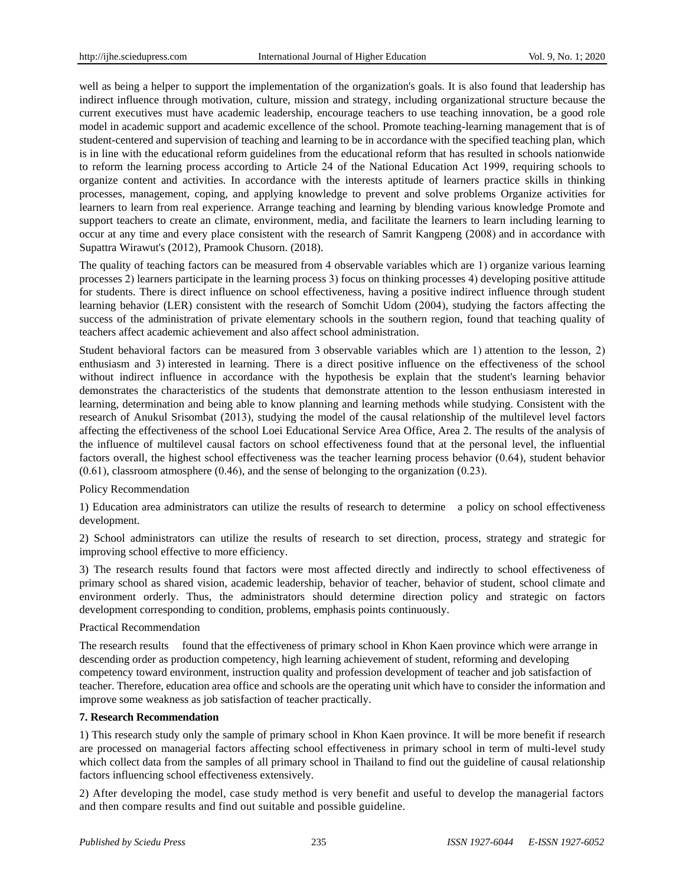well as being a helper to support the implementation of the organization's goals. It is also found that leadership has indirect influence through motivation, culture, mission and strategy, including organizational structure because the current executives must have academic leadership, encourage teachers to use teaching innovation, be a good role model in academic support and academic excellence of the school. Promote teaching-learning management that is of student-centered and supervision of teaching and learning to be in accordance with the specified teaching plan, which is in line with the educational reform guidelines from the educational reform that has resulted in schools nationwide to reform the learning process according to Article 24 of the National Education Act 1999, requiring schools to organize content and activities. In accordance with the interests aptitude of learners practice skills in thinking processes, management, coping, and applying knowledge to prevent and solve problems Organize activities for learners to learn from real experience. Arrange teaching and learning by blending various knowledge Promote and support teachers to create an climate, environment, media, and facilitate the learners to learn including learning to occur at any time and every place consistent with the research of Samrit Kangpeng (2008) and in accordance with Supattra Wirawut's (2012), Pramook Chusorn. (2018).

The quality of teaching factors can be measured from 4 observable variables which are 1) organize various learning processes 2) learners participate in the learning process 3) focus on thinking processes 4) developing positive attitude for students. There is direct influence on school effectiveness, having a positive indirect influence through student learning behavior (LER) consistent with the research of Somchit Udom (2004), studying the factors affecting the success of the administration of private elementary schools in the southern region, found that teaching quality of teachers affect academic achievement and also affect school administration.

Student behavioral factors can be measured from 3 observable variables which are 1) attention to the lesson, 2) enthusiasm and 3) interested in learning. There is a direct positive influence on the effectiveness of the school without indirect influence in accordance with the hypothesis be explain that the student's learning behavior demonstrates the characteristics of the students that demonstrate attention to the lesson enthusiasm interested in learning, determination and being able to know planning and learning methods while studying. Consistent with the research of Anukul Srisombat (2013), studying the model of the causal relationship of the multilevel level factors affecting the effectiveness of the school Loei Educational Service Area Office, Area 2. The results of the analysis of the influence of multilevel causal factors on school effectiveness found that at the personal level, the influential factors overall, the highest school effectiveness was the teacher learning process behavior (0.64), student behavior (0.61), classroom atmosphere (0.46), and the sense of belonging to the organization (0.23).

Policy Recommendation

1) Education area administrators can utilize the results of research to determine a policy on school effectiveness development.

2) School administrators can utilize the results of research to set direction, process, strategy and strategic for improving school effective to more efficiency.

3) The research results found that factors were most affected directly and indirectly to school effectiveness of primary school as shared vision, academic leadership, behavior of teacher, behavior of student, school climate and environment orderly. Thus, the administrators should determine direction policy and strategic on factors development corresponding to condition, problems, emphasis points continuously.

Practical Recommendation

The research results found that the effectiveness of primary school in Khon Kaen province which were arrange in descending order as production competency, high learning achievement of student, reforming and developing competency toward environment, instruction quality and profession development of teacher and job satisfaction of teacher. Therefore, education area office and schools are the operating unit which have to consider the information and improve some weakness as job satisfaction of teacher practically.

**7. Research Recommendation**

1) This research study only the sample of primary school in Khon Kaen province. It will be more benefit if research are processed on managerial factors affecting school effectiveness in primary school in term of multi-level study which collect data from the samples of all primary school in Thailand to find out the guideline of causal relationship factors influencing school effectiveness extensively.

2) After developing the model, case study method is very benefit and useful to develop the managerial factors and then compare results and find out suitable and possible guideline.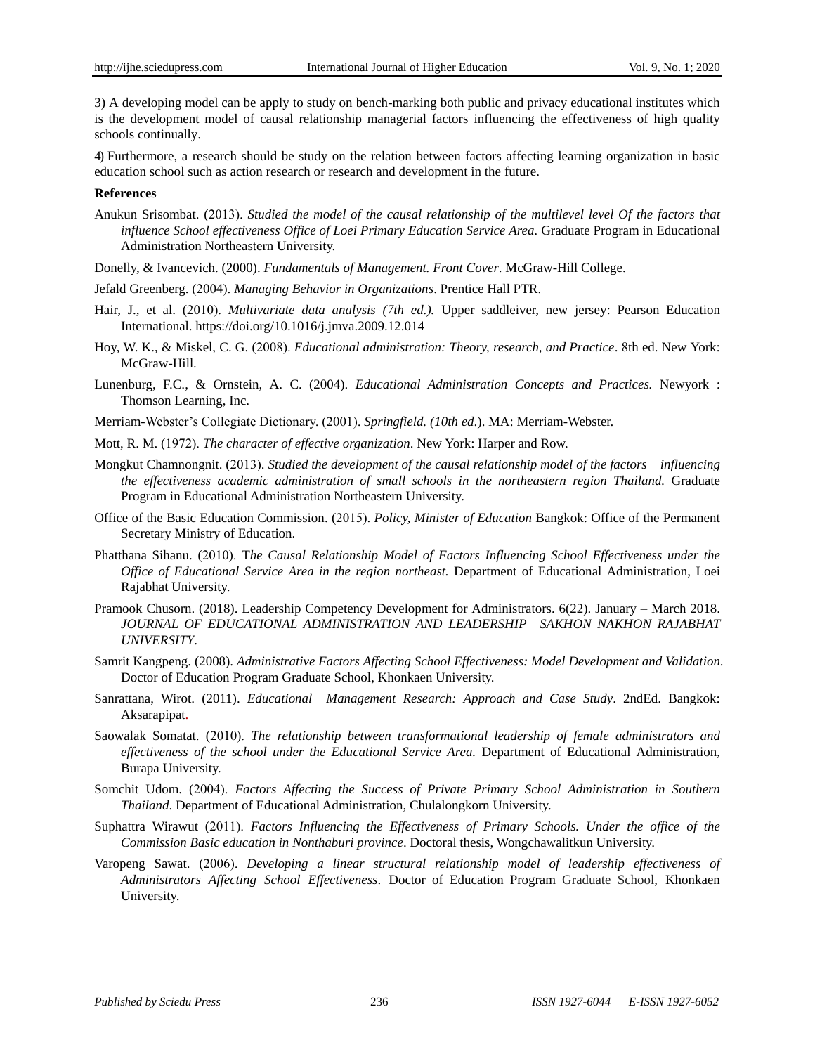3) A developing model can be apply to study on bench-marking both public and privacy educational institutes which is the development model of causal relationship managerial factors influencing the effectiveness of high quality schools continually.

4) Furthermore, a research should be study on the relation between factors affecting learning organization in basic education school such as action research or research and development in the future.

**References**

Anukun Srisombat. (2013). *Studied the model of the causal relationship of the multilevel level Of the factors that influence School effectiveness Office of Loei Primary Education Service Area*. Graduate Program in Educational Administration Northeastern University.

Donelly, & Ivancevich. (2000). *Fundamentals of Management. Front Cover*. McGraw-Hill College.

Jefald Greenberg. (2004). *Managing Behavior in Organizations*. Prentice Hall PTR.

Hair, J., et al. (2010). *Multivariate data analysis (7th ed.).* Upper saddleiver, new jersey: Pearson Education International. https://doi.org/10.1016/j.jmva.2009.12.014

Hoy, W. K., & Miskel, C. G. (2008). *Educational administration: Theory, research, and Practice*. 8th ed. New York: McGraw-Hill.

Lunenburg, F.C., & Ornstein, A. C. (2004). *Educational Administration Concepts and Practices.* Newyork : Thomson Learning, Inc.

Merriam-Webster's Collegiate Dictionary. (2001). *Springfield. (10th ed.*). MA: Merriam-Webster.

Mott, R. M. (1972). *The character of effective organization*. New York: Harper and Row.

Mongkut Chamnongnit. (2013). *Studied the development of the causal relationship model of the factors influencing the effectiveness academic administration of small schools in the northeastern region Thailand.* Graduate Program in Educational Administration Northeastern University.

Office of the Basic Education Commission. (2015). *Policy, Minister of Education* Bangkok: Office of the Permanent Secretary Ministry of Education.

Phatthana Sihanu. (2010). T*he Causal Relationship Model of Factors Influencing School Effectiveness under the Office of Educational Service Area in the region northeast.* Department of Educational Administration, Loei Rajabhat University.

Pramook Chusorn. (2018). Leadership Competency Development for Administrators. 6(22). January – March 2018. *JOURNAL OF EDUCATIONAL ADMINISTRATION AND LEADERSHIP SAKHON NAKHON RAJABHAT UNIVERSITY*.

Samrit Kangpeng. (2008). *Administrative Factors Affecting School Effectiveness: Model Development and Validation.* Doctor of Education Program Graduate School, Khonkaen University.

Sanrattana, Wirot. (2011). *Educational Management Research: Approach and Case Study*. 2ndEd. Bangkok: Aksarapipat.

Saowalak Somatat. (2010). *The relationship between transformational leadership of female administrators and effectiveness of the school under the Educational Service Area.* Department of Educational Administration, Burapa University.

Somchit Udom. (2004). *Factors Affecting the Success of Private Primary School Administration in Southern Thailand*. Department of Educational Administration, Chulalongkorn University.

Suphattra Wirawut (2011). *Factors Influencing the Effectiveness of Primary Schools. Under the office of the Commission Basic education in Nonthaburi province*. Doctoral thesis, Wongchawalitkun University.

Varopeng Sawat. (2006). *Developing a linear structural relationship model of leadership effectiveness of Administrators Affecting School Effectiveness*. Doctor of Education Program Graduate School, Khonkaen University.